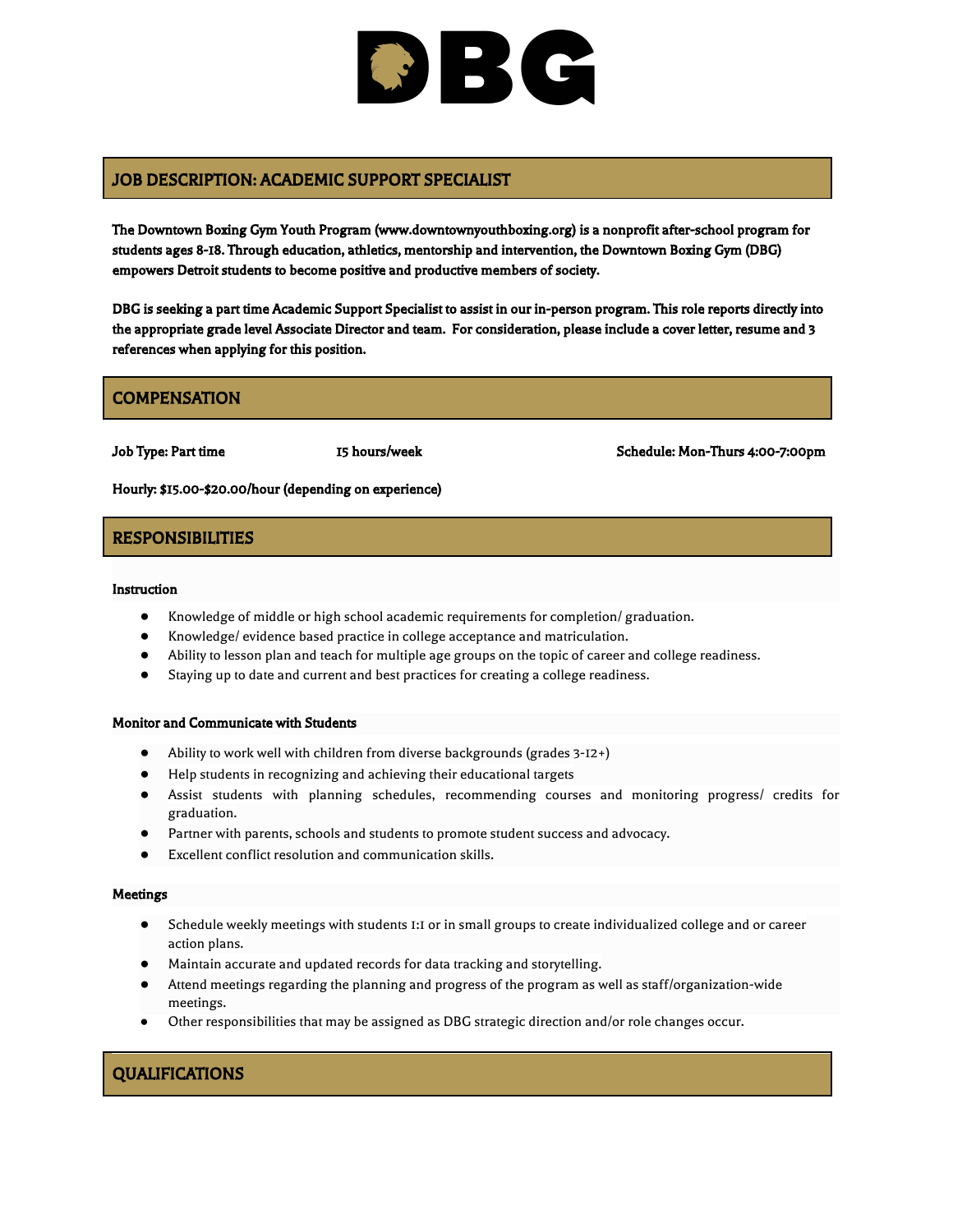# DBG

## JOB DESCRIPTION: ACADEMIC SUPPORT SPECIALIST

**The Downtown Boxing Gym Youth Program (www.downtownyouthboxing.org) is a nonprofit after-school program for students ages 8-18. Through education, athletics, mentorship and intervention, the Downtown Boxing Gym (DBG) empowers Detroit students to become positive and productive members of society.**

**DBG is seeking a part time Academic Support Specialist to assist in our in-person program. This role reports directly into the appropriate grade level Associate Director and team. For consideration, please include a cover letter, resume and 3 references when applying for this position.**

## COMPENSATION

**Job Type: Part time** **15 hours/week** **Schedule: Mon-Thurs 4:00-7:00pm**

**Hourly: $15.00-$20.00/hour (depending on experience)**

## RESPONSIBILITIES

**Instruction**

- Knowledge of middle or high school academic requirements for completion/ graduation.
- Knowledge/ evidence based practice in college acceptance and matriculation.
- Ability to lesson plan and teach for multiple age groups on the topic of career and college readiness.
- Staying up to date and current and best practices for creating a college readiness.

**Monitor and Communicate with Students**

- Ability to work well with children from diverse backgrounds (grades 3-12+)
- Help students in recognizing and achieving their educational targets
- Assist students with planning schedules, recommending courses and monitoring progress/ credits for graduation.
- Partner with parents, schools and students to promote student success and advocacy.
- Excellent conflict resolution and communication skills.

**Meetings**

- Schedule weekly meetings with students 1:1 or in small groups to create individualized college and or career action plans.
- Maintain accurate and updated records for data tracking and storytelling.
- Attend meetings regarding the planning and progress of the program as well as staff/organization-wide meetings.
- Other responsibilities that may be assigned as DBG strategic direction and/or role changes occur.

## QUALIFICATIONS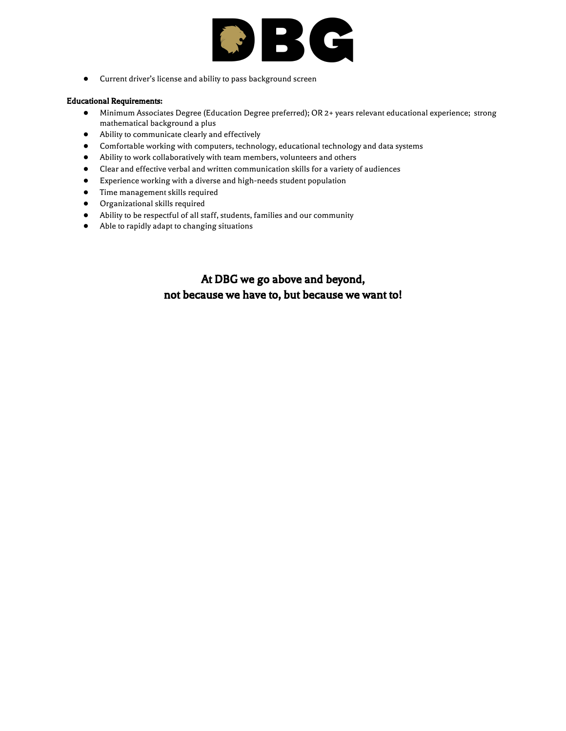- Current driver's license and ability to pass background screen

**Educational Requirements:**

- Minimum Associates Degree (Education Degree preferred); OR 2+ years relevant educational experience; strong mathematical background a plus
- Ability to communicate clearly and effectively
- Comfortable working with computers, technology, educational technology and data systems
- Ability to work collaboratively with team members, volunteers and others
- Clear and effective verbal and written communication skills for a variety of audiences
- Experience working with a diverse and high-needs student population
- Time management skills required
- Organizational skills required
- Ability to be respectful of all staff, students, families and our community
- Able to rapidly adapt to changing situations

**At DBG we go above and beyond,**
**not because we have to, but because we want to!**